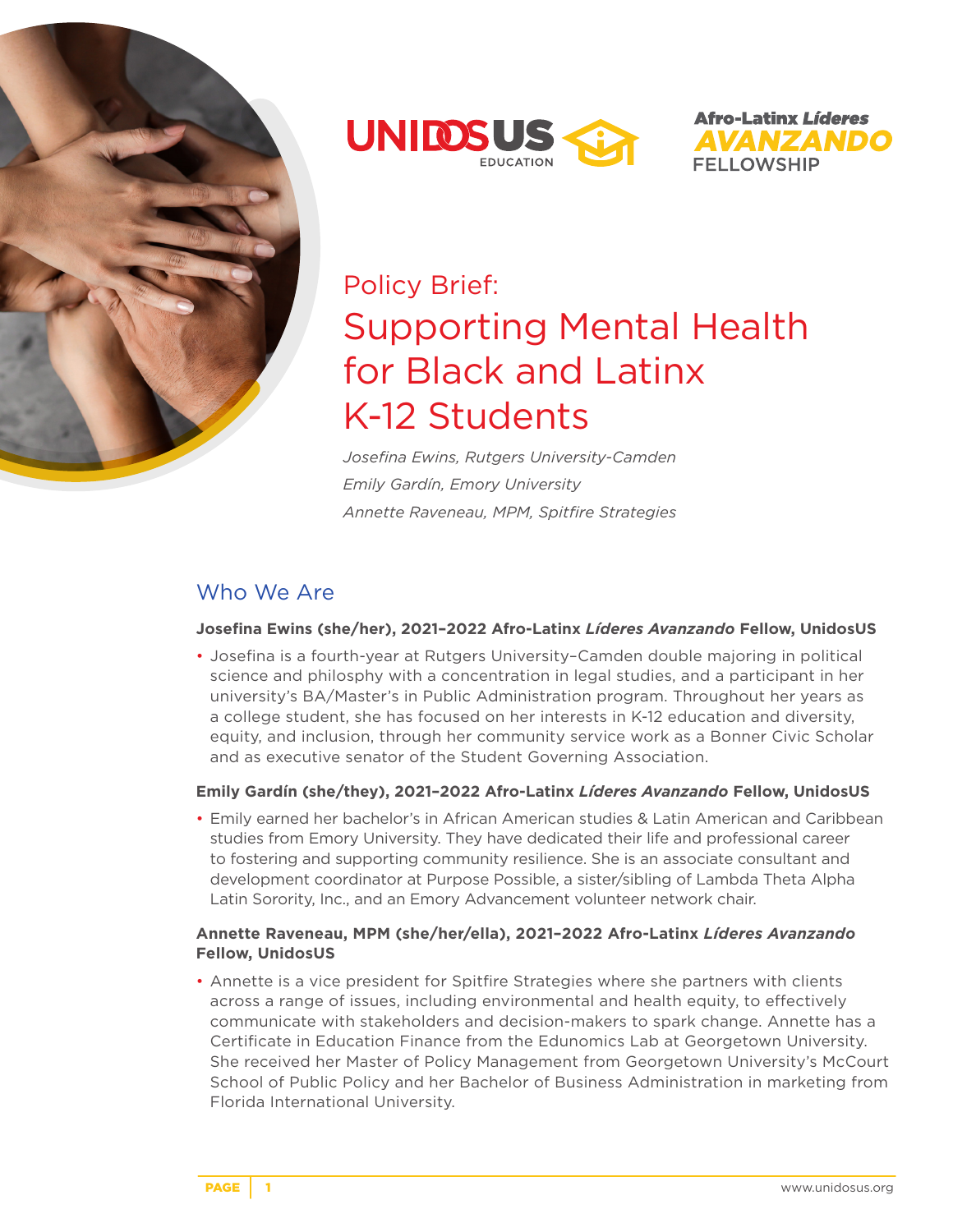UNIDOSUS EDUCATION

Afro-Latinx *Líderes* AVANZANDO FELLOWSHIP

# Policy Brief: Supporting Mental Health for Black and Latinx K-12 Students

*Josefina Ewins, Rutgers University-Camden*

*Emily Gardín, Emory University*

*Annette Raveneau, MPM, Spitfire Strategies*

## Who We Are

**Josefina Ewins (she/her), 2021–2022 Afro-Latinx *Líderes Avanzando* Fellow, UnidosUS**

- Josefina is a fourth-year at Rutgers University–Camden double majoring in political science and philosphy with a concentration in legal studies, and a participant in her university's BA/Master's in Public Administration program. Throughout her years as a college student, she has focused on her interests in K-12 education and diversity, equity, and inclusion, through her community service work as a Bonner Civic Scholar and as executive senator of the Student Governing Association.

**Emily Gardín (she/they), 2021–2022 Afro-Latinx *Líderes Avanzando* Fellow, UnidosUS**

- Emily earned her bachelor's in African American studies & Latin American and Caribbean studies from Emory University. They have dedicated their life and professional career to fostering and supporting community resilience. She is an associate consultant and development coordinator at Purpose Possible, a sister/sibling of Lambda Theta Alpha Latin Sorority, Inc., and an Emory Advancement volunteer network chair.

**Annette Raveneau, MPM (she/her/ella), 2021–2022 Afro-Latinx *Líderes Avanzando* Fellow, UnidosUS**

- Annette is a vice president for Spitfire Strategies where she partners with clients across a range of issues, including environmental and health equity, to effectively communicate with stakeholders and decision-makers to spark change. Annette has a Certificate in Education Finance from the Edunomics Lab at Georgetown University. She received her Master of Policy Management from Georgetown University's McCourt School of Public Policy and her Bachelor of Business Administration in marketing from Florida International University.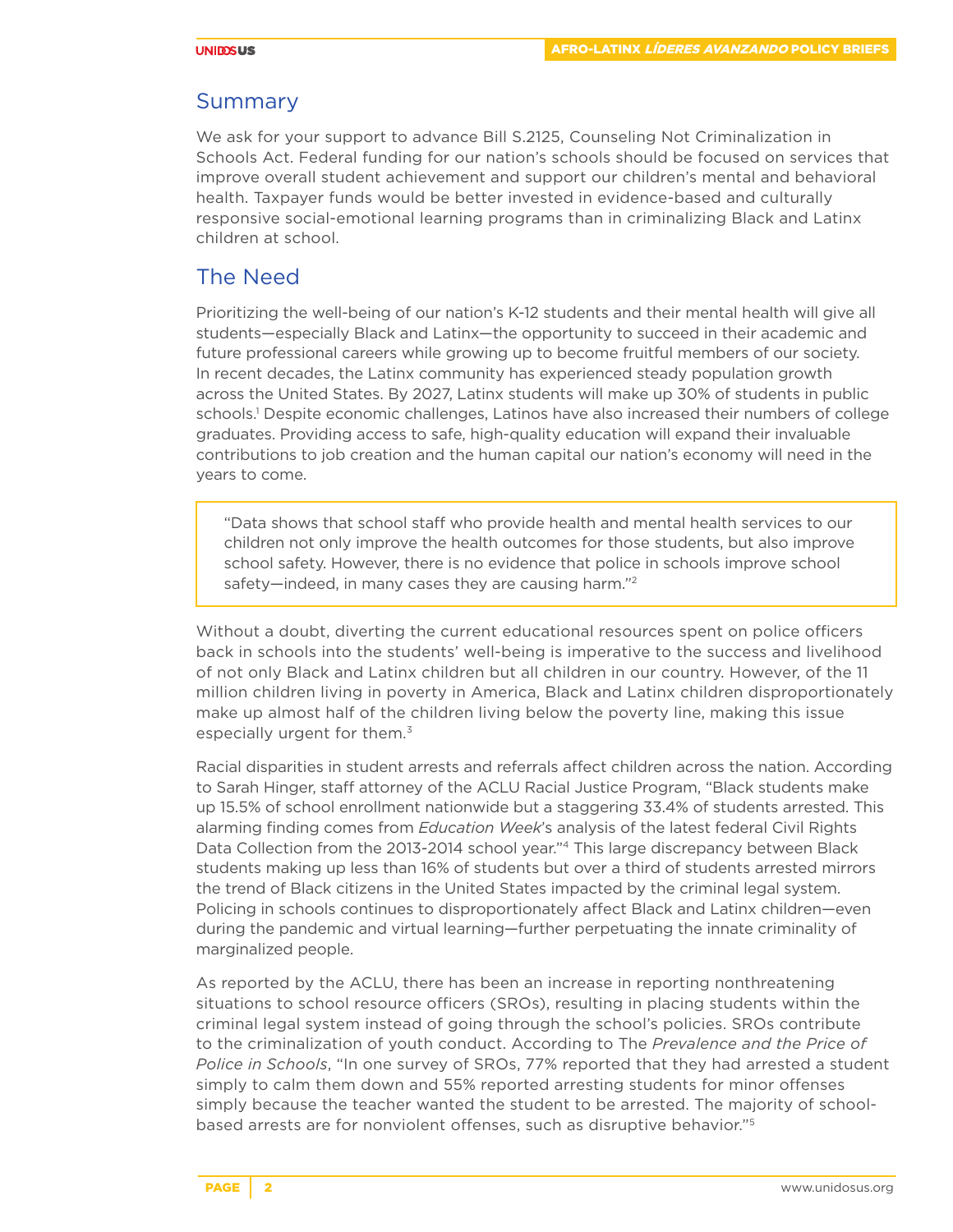## Summary

We ask for your support to advance Bill S.2125, Counseling Not Criminalization in Schools Act. Federal funding for our nation's schools should be focused on services that improve overall student achievement and support our children's mental and behavioral health. Taxpayer funds would be better invested in evidence-based and culturally responsive social-emotional learning programs than in criminalizing Black and Latinx children at school.

## The Need

Prioritizing the well-being of our nation's K-12 students and their mental health will give all students—especially Black and Latinx—the opportunity to succeed in their academic and future professional careers while growing up to become fruitful members of our society. In recent decades, the Latinx community has experienced steady population growth across the United States. By 2027, Latinx students will make up 30% of students in public schools.[1] Despite economic challenges, Latinos have also increased their numbers of college graduates. Providing access to safe, high-quality education will expand their invaluable contributions to job creation and the human capital our nation's economy will need in the years to come.

> "Data shows that school staff who provide health and mental health services to our children not only improve the health outcomes for those students, but also improve school safety. However, there is no evidence that police in schools improve school safety—indeed, in many cases they are causing harm."[2]

Without a doubt, diverting the current educational resources spent on police officers back in schools into the students' well-being is imperative to the success and livelihood of not only Black and Latinx children but all children in our country. However, of the 11 million children living in poverty in America, Black and Latinx children disproportionately make up almost half of the children living below the poverty line, making this issue especially urgent for them.[3]

Racial disparities in student arrests and referrals affect children across the nation. According to Sarah Hinger, staff attorney of the ACLU Racial Justice Program, "Black students make up 15.5% of school enrollment nationwide but a staggering 33.4% of students arrested. This alarming finding comes from *Education Week*'s analysis of the latest federal Civil Rights Data Collection from the 2013-2014 school year."[4] This large discrepancy between Black students making up less than 16% of students but over a third of students arrested mirrors the trend of Black citizens in the United States impacted by the criminal legal system. Policing in schools continues to disproportionately affect Black and Latinx children—even during the pandemic and virtual learning—further perpetuating the innate criminality of marginalized people.

As reported by the ACLU, there has been an increase in reporting nonthreatening situations to school resource officers (SROs), resulting in placing students within the criminal legal system instead of going through the school's policies. SROs contribute to the criminalization of youth conduct. According to The *Prevalence and the Price of Police in Schools*, "In one survey of SROs, 77% reported that they had arrested a student simply to calm them down and 55% reported arresting students for minor offenses simply because the teacher wanted the student to be arrested. The majority of school-based arrests are for nonviolent offenses, such as disruptive behavior."[5]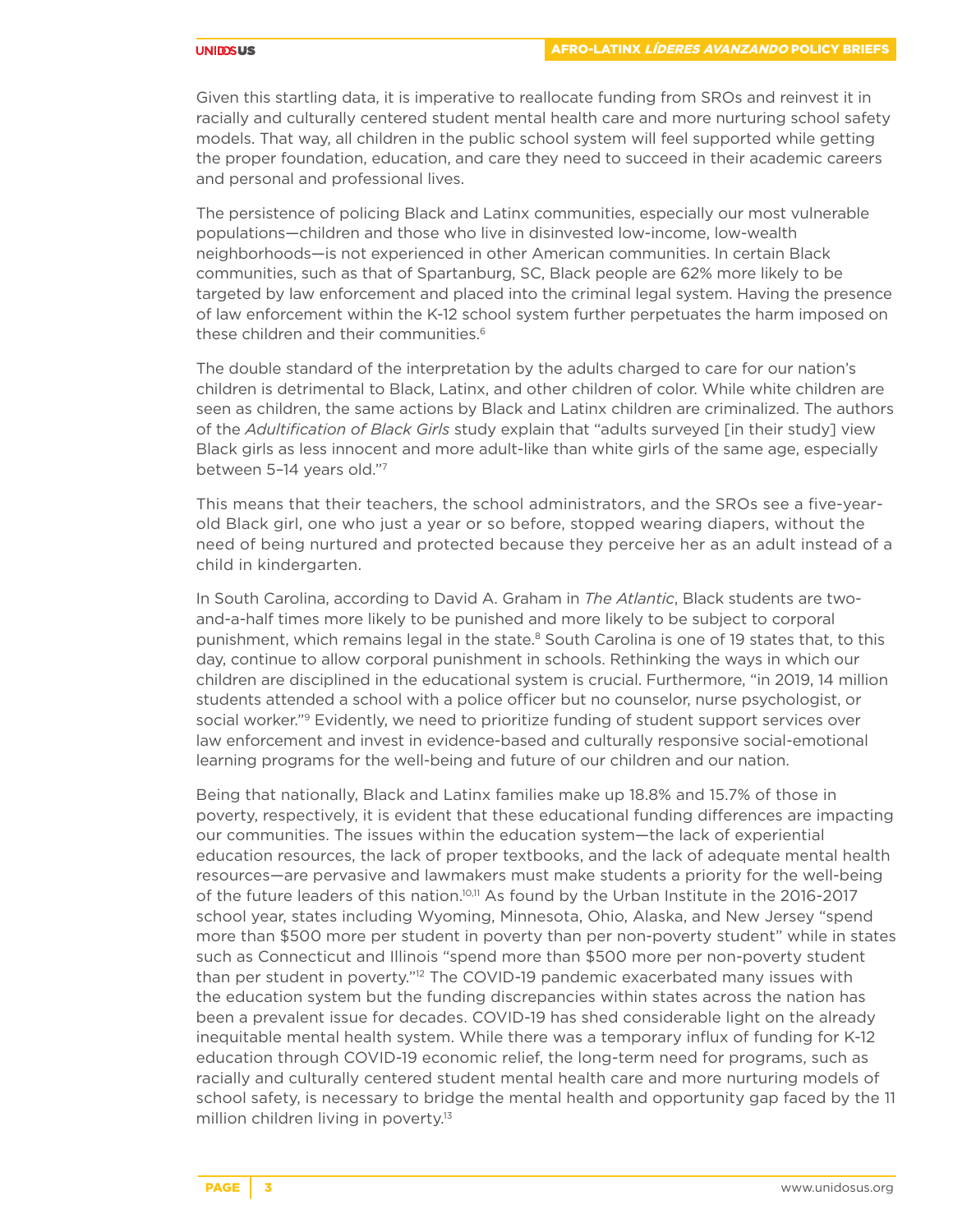Given this startling data, it is imperative to reallocate funding from SROs and reinvest it in racially and culturally centered student mental health care and more nurturing school safety models. That way, all children in the public school system will feel supported while getting the proper foundation, education, and care they need to succeed in their academic careers and personal and professional lives.

The persistence of policing Black and Latinx communities, especially our most vulnerable populations—children and those who live in disinvested low-income, low-wealth neighborhoods—is not experienced in other American communities. In certain Black communities, such as that of Spartanburg, SC, Black people are 62% more likely to be targeted by law enforcement and placed into the criminal legal system. Having the presence of law enforcement within the K-12 school system further perpetuates the harm imposed on these children and their communities.[6]

The double standard of the interpretation by the adults charged to care for our nation's children is detrimental to Black, Latinx, and other children of color. While white children are seen as children, the same actions by Black and Latinx children are criminalized. The authors of the *Adultification of Black Girls* study explain that "adults surveyed [in their study] view Black girls as less innocent and more adult-like than white girls of the same age, especially between 5–14 years old."[7]

This means that their teachers, the school administrators, and the SROs see a five-year-old Black girl, one who just a year or so before, stopped wearing diapers, without the need of being nurtured and protected because they perceive her as an adult instead of a child in kindergarten.

In South Carolina, according to David A. Graham in *The Atlantic*, Black students are two-and-a-half times more likely to be punished and more likely to be subject to corporal punishment, which remains legal in the state.[8] South Carolina is one of 19 states that, to this day, continue to allow corporal punishment in schools. Rethinking the ways in which our children are disciplined in the educational system is crucial. Furthermore, "in 2019, 14 million students attended a school with a police officer but no counselor, nurse psychologist, or social worker."[9] Evidently, we need to prioritize funding of student support services over law enforcement and invest in evidence-based and culturally responsive social-emotional learning programs for the well-being and future of our children and our nation.

Being that nationally, Black and Latinx families make up 18.8% and 15.7% of those in poverty, respectively, it is evident that these educational funding differences are impacting our communities. The issues within the education system—the lack of experiential education resources, the lack of proper textbooks, and the lack of adequate mental health resources—are pervasive and lawmakers must make students a priority for the well-being of the future leaders of this nation.[10,11] As found by the Urban Institute in the 2016-2017 school year, states including Wyoming, Minnesota, Ohio, Alaska, and New Jersey "spend more than $500 more per student in poverty than per non-poverty student" while in states such as Connecticut and Illinois "spend more than $500 more per non-poverty student than per student in poverty."[12] The COVID-19 pandemic exacerbated many issues with the education system but the funding discrepancies within states across the nation has been a prevalent issue for decades. COVID-19 has shed considerable light on the already inequitable mental health system. While there was a temporary influx of funding for K-12 education through COVID-19 economic relief, the long-term need for programs, such as racially and culturally centered student mental health care and more nurturing models of school safety, is necessary to bridge the mental health and opportunity gap faced by the 11 million children living in poverty.[13]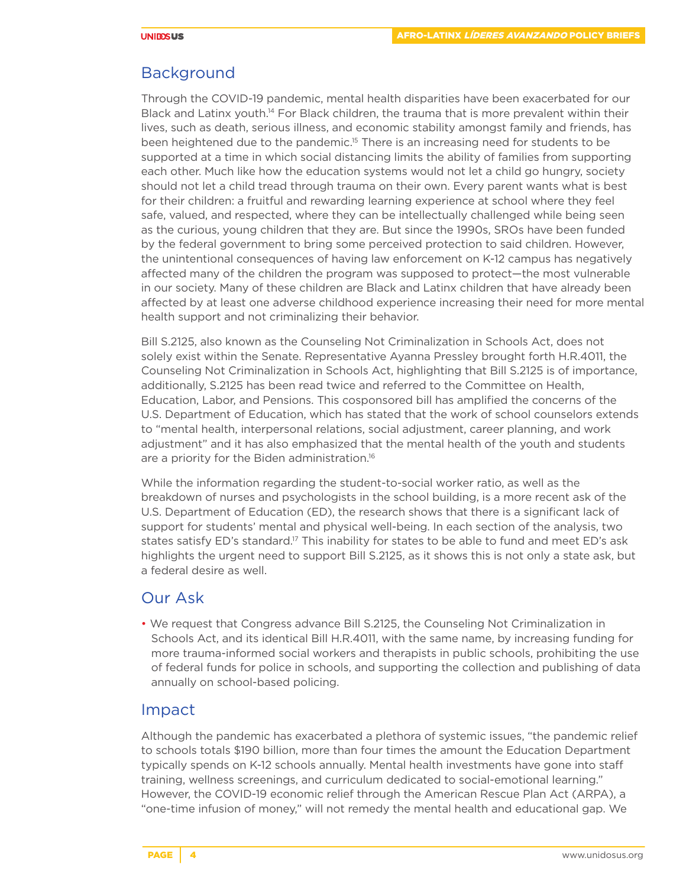## Background

Through the COVID-19 pandemic, mental health disparities have been exacerbated for our Black and Latinx youth.[14] For Black children, the trauma that is more prevalent within their lives, such as death, serious illness, and economic stability amongst family and friends, has been heightened due to the pandemic.[15] There is an increasing need for students to be supported at a time in which social distancing limits the ability of families from supporting each other. Much like how the education systems would not let a child go hungry, society should not let a child tread through trauma on their own. Every parent wants what is best for their children: a fruitful and rewarding learning experience at school where they feel safe, valued, and respected, where they can be intellectually challenged while being seen as the curious, young children that they are. But since the 1990s, SROs have been funded by the federal government to bring some perceived protection to said children. However, the unintentional consequences of having law enforcement on K-12 campus has negatively affected many of the children the program was supposed to protect—the most vulnerable in our society. Many of these children are Black and Latinx children that have already been affected by at least one adverse childhood experience increasing their need for more mental health support and not criminalizing their behavior.

Bill S.2125, also known as the Counseling Not Criminalization in Schools Act, does not solely exist within the Senate. Representative Ayanna Pressley brought forth H.R.4011, the Counseling Not Criminalization in Schools Act, highlighting that Bill S.2125 is of importance, additionally, S.2125 has been read twice and referred to the Committee on Health, Education, Labor, and Pensions. This cosponsored bill has amplified the concerns of the U.S. Department of Education, which has stated that the work of school counselors extends to "mental health, interpersonal relations, social adjustment, career planning, and work adjustment" and it has also emphasized that the mental health of the youth and students are a priority for the Biden administration.[16]

While the information regarding the student-to-social worker ratio, as well as the breakdown of nurses and psychologists in the school building, is a more recent ask of the U.S. Department of Education (ED), the research shows that there is a significant lack of support for students' mental and physical well-being. In each section of the analysis, two states satisfy ED's standard.[17] This inability for states to be able to fund and meet ED's ask highlights the urgent need to support Bill S.2125, as it shows this is not only a state ask, but a federal desire as well.

## Our Ask

- We request that Congress advance Bill S.2125, the Counseling Not Criminalization in Schools Act, and its identical Bill H.R.4011, with the same name, by increasing funding for more trauma-informed social workers and therapists in public schools, prohibiting the use of federal funds for police in schools, and supporting the collection and publishing of data annually on school-based policing.

## Impact

Although the pandemic has exacerbated a plethora of systemic issues, "the pandemic relief to schools totals $190 billion, more than four times the amount the Education Department typically spends on K-12 schools annually. Mental health investments have gone into staff training, wellness screenings, and curriculum dedicated to social-emotional learning." However, the COVID-19 economic relief through the American Rescue Plan Act (ARPA), a "one-time infusion of money," will not remedy the mental health and educational gap. We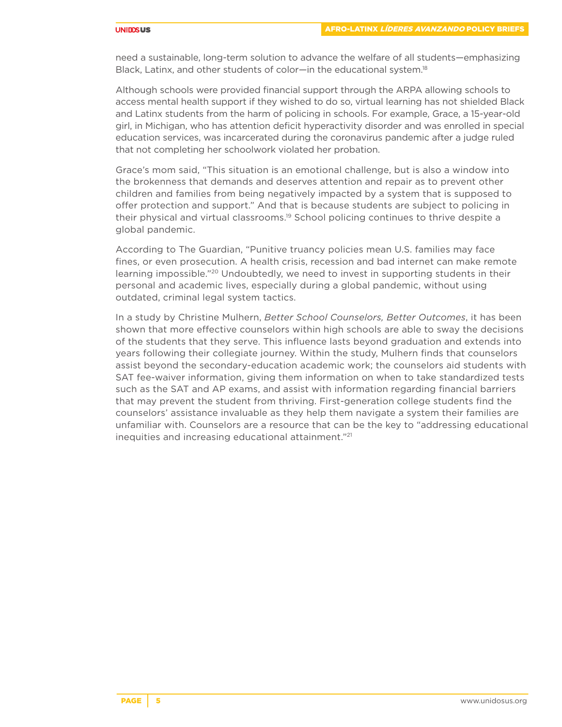need a sustainable, long-term solution to advance the welfare of all students—emphasizing Black, Latinx, and other students of color—in the educational system.[18]

Although schools were provided financial support through the ARPA allowing schools to access mental health support if they wished to do so, virtual learning has not shielded Black and Latinx students from the harm of policing in schools. For example, Grace, a 15-year-old girl, in Michigan, who has attention deficit hyperactivity disorder and was enrolled in special education services, was incarcerated during the coronavirus pandemic after a judge ruled that not completing her schoolwork violated her probation.

Grace's mom said, "This situation is an emotional challenge, but is also a window into the brokenness that demands and deserves attention and repair as to prevent other children and families from being negatively impacted by a system that is supposed to offer protection and support." And that is because students are subject to policing in their physical and virtual classrooms.[19] School policing continues to thrive despite a global pandemic.

According to The Guardian, "Punitive truancy policies mean U.S. families may face fines, or even prosecution. A health crisis, recession and bad internet can make remote learning impossible."[20] Undoubtedly, we need to invest in supporting students in their personal and academic lives, especially during a global pandemic, without using outdated, criminal legal system tactics.

In a study by Christine Mulhern, *Better School Counselors, Better Outcomes*, it has been shown that more effective counselors within high schools are able to sway the decisions of the students that they serve. This influence lasts beyond graduation and extends into years following their collegiate journey. Within the study, Mulhern finds that counselors assist beyond the secondary-education academic work; the counselors aid students with SAT fee-waiver information, giving them information on when to take standardized tests such as the SAT and AP exams, and assist with information regarding financial barriers that may prevent the student from thriving. First-generation college students find the counselors' assistance invaluable as they help them navigate a system their families are unfamiliar with. Counselors are a resource that can be the key to "addressing educational inequities and increasing educational attainment."[21]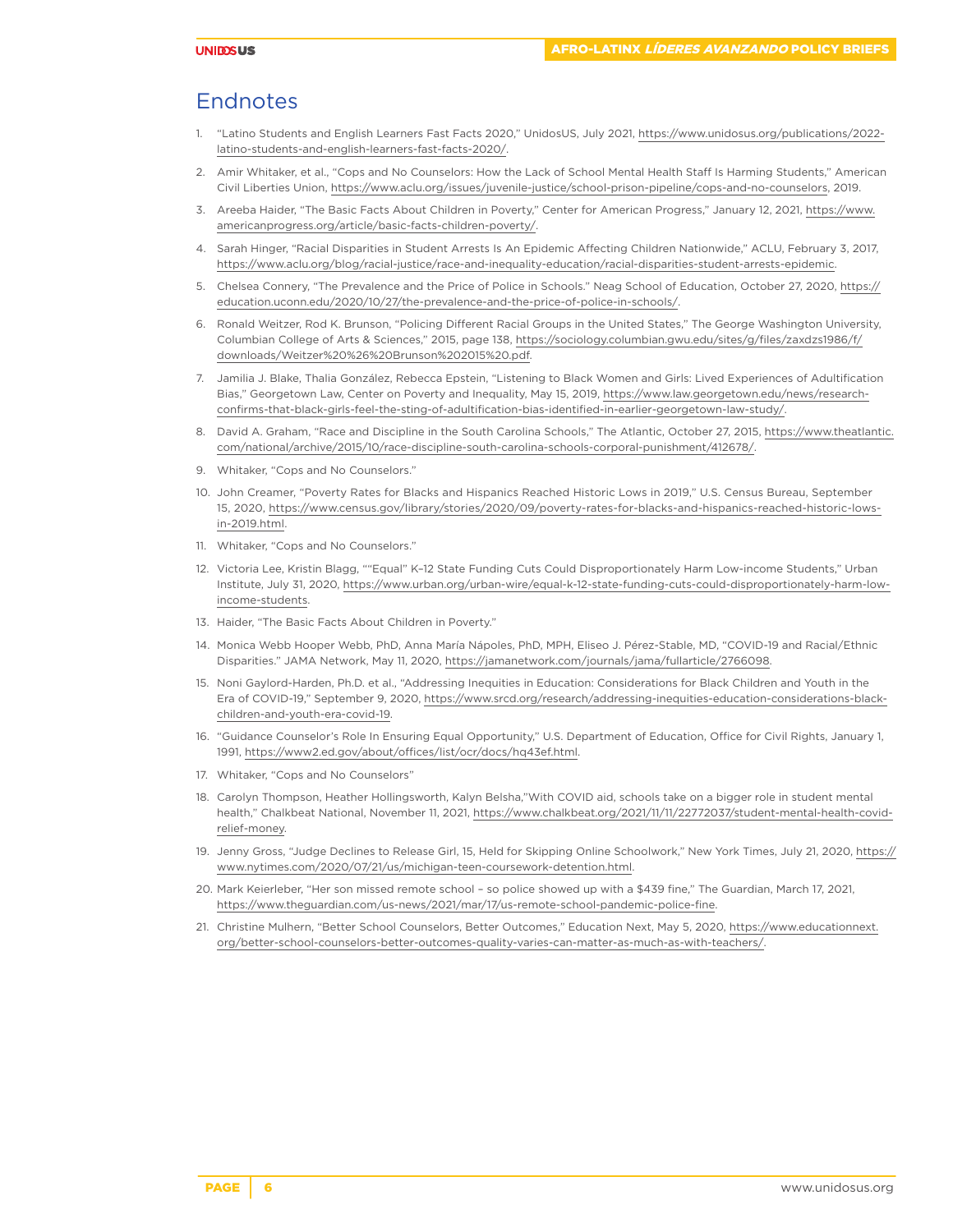# Endnotes

1. "Latino Students and English Learners Fast Facts 2020," UnidosUS, July 2021, https://www.unidosus.org/publications/2022-latino-students-and-english-learners-fast-facts-2020/.
2. Amir Whitaker, et al., "Cops and No Counselors: How the Lack of School Mental Health Staff Is Harming Students," American Civil Liberties Union, https://www.aclu.org/issues/juvenile-justice/school-prison-pipeline/cops-and-no-counselors, 2019.
3. Areeba Haider, "The Basic Facts About Children in Poverty," Center for American Progress," January 12, 2021, https://www.americanprogress.org/article/basic-facts-children-poverty/.
4. Sarah Hinger, "Racial Disparities in Student Arrests Is An Epidemic Affecting Children Nationwide," ACLU, February 3, 2017, https://www.aclu.org/blog/racial-justice/race-and-inequality-education/racial-disparities-student-arrests-epidemic.
5. Chelsea Connery, "The Prevalence and the Price of Police in Schools." Neag School of Education, October 27, 2020, https://education.uconn.edu/2020/10/27/the-prevalence-and-the-price-of-police-in-schools/.
6. Ronald Weitzer, Rod K. Brunson, "Policing Different Racial Groups in the United States," The George Washington University, Columbian College of Arts & Sciences," 2015, page 138, https://sociology.columbian.gwu.edu/sites/g/files/zaxdzs1986/f/downloads/Weitzer%20%26%20Brunson%202015%20.pdf.
7. Jamilia J. Blake, Thalia González, Rebecca Epstein, "Listening to Black Women and Girls: Lived Experiences of Adultification Bias," Georgetown Law, Center on Poverty and Inequality, May 15, 2019, https://www.law.georgetown.edu/news/research-confirms-that-black-girls-feel-the-sting-of-adultification-bias-identified-in-earlier-georgetown-law-study/.
8. David A. Graham, "Race and Discipline in the South Carolina Schools," The Atlantic, October 27, 2015, https://www.theatlantic.com/national/archive/2015/10/race-discipline-south-carolina-schools-corporal-punishment/412678/.
9. Whitaker, "Cops and No Counselors."
10. John Creamer, "Poverty Rates for Blacks and Hispanics Reached Historic Lows in 2019," U.S. Census Bureau, September 15, 2020, https://www.census.gov/library/stories/2020/09/poverty-rates-for-blacks-and-hispanics-reached-historic-lows-in-2019.html.
11. Whitaker, "Cops and No Counselors."
12. Victoria Lee, Kristin Blagg, ""Equal" K–12 State Funding Cuts Could Disproportionately Harm Low-income Students," Urban Institute, July 31, 2020, https://www.urban.org/urban-wire/equal-k-12-state-funding-cuts-could-disproportionately-harm-low-income-students.
13. Haider, "The Basic Facts About Children in Poverty."
14. Monica Webb Hooper Webb, PhD, Anna María Nápoles, PhD, MPH, Eliseo J. Pérez-Stable, MD, "COVID-19 and Racial/Ethnic Disparities." JAMA Network, May 11, 2020, https://jamanetwork.com/journals/jama/fullarticle/2766098.
15. Noni Gaylord-Harden, Ph.D. et al., "Addressing Inequities in Education: Considerations for Black Children and Youth in the Era of COVID-19," September 9, 2020, https://www.srcd.org/research/addressing-inequities-education-considerations-black-children-and-youth-era-covid-19.
16. "Guidance Counselor's Role In Ensuring Equal Opportunity," U.S. Department of Education, Office for Civil Rights, January 1, 1991, https://www2.ed.gov/about/offices/list/ocr/docs/hq43ef.html.
17. Whitaker, "Cops and No Counselors"
18. Carolyn Thompson, Heather Hollingsworth, Kalyn Belsha,"With COVID aid, schools take on a bigger role in student mental health," Chalkbeat National, November 11, 2021, https://www.chalkbeat.org/2021/11/11/22772037/student-mental-health-covid-relief-money.
19. Jenny Gross, "Judge Declines to Release Girl, 15, Held for Skipping Online Schoolwork," New York Times, July 21, 2020, https://www.nytimes.com/2020/07/21/us/michigan-teen-coursework-detention.html.
20. Mark Keierleber, "Her son missed remote school – so police showed up with a $439 fine," The Guardian, March 17, 2021, https://www.theguardian.com/us-news/2021/mar/17/us-remote-school-pandemic-police-fine.
21. Christine Mulhern, "Better School Counselors, Better Outcomes," Education Next, May 5, 2020, https://www.educationnext.org/better-school-counselors-better-outcomes-quality-varies-can-matter-as-much-as-with-teachers/.